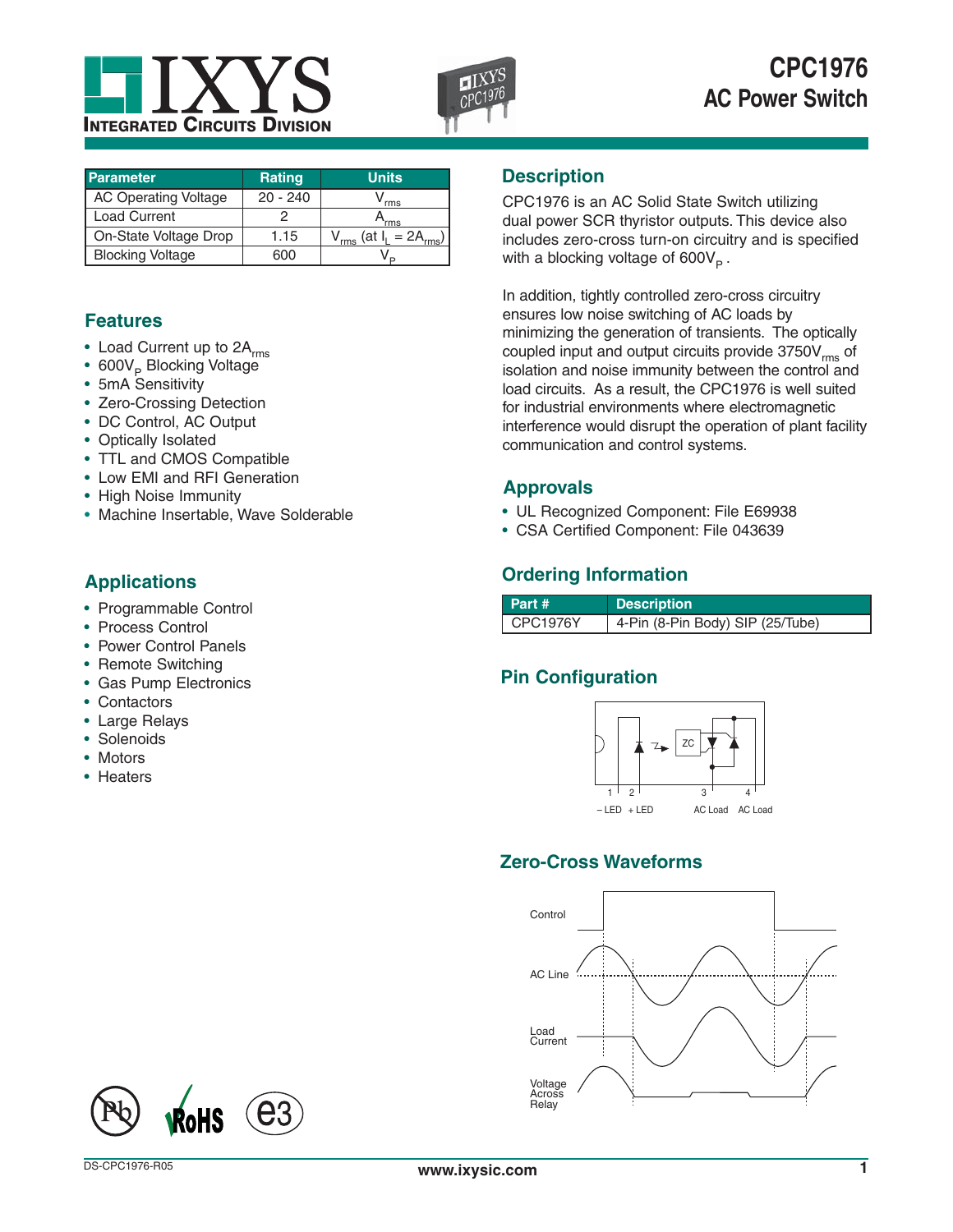# CPC1976
## AC Power Switch

| Parameter | Rating | Units |
|---|---|---|
| AC Operating Voltage | 20 - 240 | $V_{rms}$ |
| Load Current | 2 | $A_{rms}$ |
| On-State Voltage Drop | 1.15 | $V_{rms}$ (at $I_L$ = $2A_{rms}$) |
| Blocking Voltage | 600 | $V_P$ |

## Features

- Load Current up to $2A_{rms}$
- $600V_P$ Blocking Voltage
- 5mA Sensitivity
- Zero-Crossing Detection
- DC Control, AC Output
- Optically Isolated
- TTL and CMOS Compatible
- Low EMI and RFI Generation
- High Noise Immunity
- Machine Insertable, Wave Solderable

## Applications

- Programmable Control
- Process Control
- Power Control Panels
- Remote Switching
- Gas Pump Electronics
- Contactors
- Large Relays
- Solenoids
- Motors
- Heaters

## Description

CPC1976 is an AC Solid State Switch utilizing dual power SCR thyristor outputs. This device also includes zero-cross turn-on circuitry and is specified with a blocking voltage of $600V_P$.

In addition, tightly controlled zero-cross circuitry ensures low noise switching of AC loads by minimizing the generation of transients. The optically coupled input and output circuits provide $3750V_{rms}$ of isolation and noise immunity between the control and load circuits. As a result, the CPC1976 is well suited for industrial environments where electromagnetic interference would disrupt the operation of plant facility communication and control systems.

## Approvals

- UL Recognized Component: File E69938
- CSA Certified Component: File 043639

## Ordering Information

| Part # | Description |
|---|---|
| CPC1976Y | 4-Pin (8-Pin Body) SIP (25/Tube) |

## Pin Configuration

1 – LED, 2 + LED, 3 AC Load, 4 AC Load

## Zero-Cross Waveforms

Control

AC Line

Load Current

Voltage Across Relay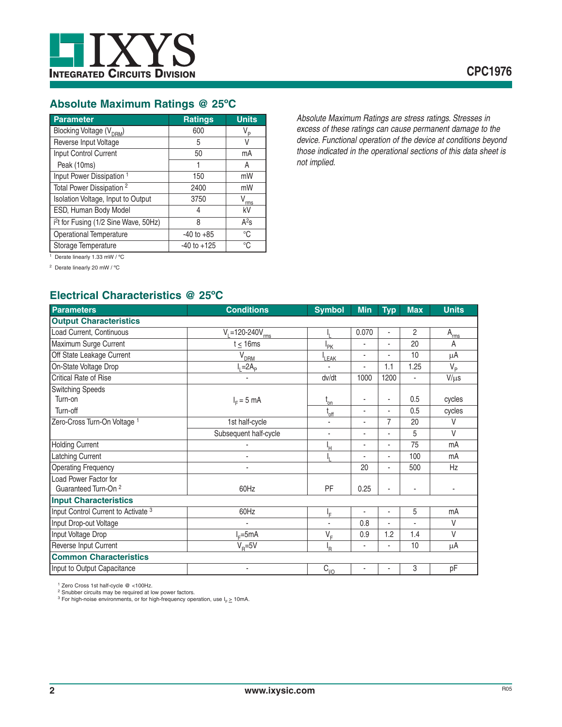## Absolute Maximum Ratings @ 25ºC

| Parameter | Ratings | Units |
|---|---|---|
| Blocking Voltage ($V_{DRM}$) | 600 | $V_P$ |
| Reverse Input Voltage | 5 | V |
| Input Control Current | 50 | mA |
| Peak (10ms) | 1 | A |
| Input Power Dissipation [1] | 150 | mW |
| Total Power Dissipation [2] | 2400 | mW |
| Isolation Voltage, Input to Output | 3750 | $V_{rms}$ |
| ESD, Human Body Model | 4 | kV |
| $i^2t$ for Fusing (1/2 Sine Wave, 50Hz) | 8 | $A^2s$ |
| Operational Temperature | -40 to +85 | °C |
| Storage Temperature | -40 to +125 | °C |

[1] Derate linearly 1.33 mW / ºC

[2] Derate linearly 20 mW / ºC

*Absolute Maximum Ratings are stress ratings. Stresses in excess of these ratings can cause permanent damage to the device. Functional operation of the device at conditions beyond those indicated in the operational sections of this data sheet is not implied.*

## Electrical Characteristics @ 25ºC

| Parameters | Conditions | Symbol | Min | Typ | Max | Units |
|---|---|---|---|---|---|---|
| **Output Characteristics** | | | | | | |
| Load Current, Continuous | $V_L$=120-240$V_{rms}$ | $I_L$ | 0.070 | - | 2 | $A_{rms}$ |
| Maximum Surge Current | t ≤ 16ms | $I_{PK}$ | - | - | 20 | A |
| Off State Leakage Current | $V_{DRM}$ | $I_{LEAK}$ | - | - | 10 | µA |
| On-State Voltage Drop | $I_L$=2$A_P$ | - | - | 1.1 | 1.25 | $V_P$ |
| Critical Rate of Rise | - | dv/dt | 1000 | 1200 | - | V/µs |
| Switching Speeds | | | | | | |
| Turn-on | $I_F$ = 5 mA | $t_{on}$ | - | - | 0.5 | cycles |
| Turn-off | | $t_{off}$ | - | - | 0.5 | cycles |
| Zero-Cross Turn-On Voltage [1] | 1st half-cycle | - | - | 7 | 20 | V |
| | Subsequent half-cycle | - | - | - | 5 | V |
| Holding Current | - | $I_H$ | - | - | 75 | mA |
| Latching Current | - | $I_L$ | - | - | 100 | mA |
| Operating Frequency | - | | 20 | - | 500 | Hz |
| Load Power Factor for Guaranteed Turn-On [2] | 60Hz | PF | 0.25 | - | - | - |
| **Input Characteristics** | | | | | | |
| Input Control Current to Activate [3] | 60Hz | $I_F$ | - | - | 5 | mA |
| Input Drop-out Voltage | - | - | 0.8 | - | - | V |
| Input Voltage Drop | $I_F$=5mA | $V_F$ | 0.9 | 1.2 | 1.4 | V |
| Reverse Input Current | $V_R$=5V | $I_R$ | - | - | 10 | µA |
| **Common Characteristics** | | | | | | |
| Input to Output Capacitance | - | $C_{I/O}$ | - | - | 3 | pF |

[1] Zero Cross 1st half-cycle @ <100Hz.
[2] Snubber circuits may be required at low power factors.
[3] For high-noise environments, or for high-frequency operation, use $I_F \geq$ 10mA.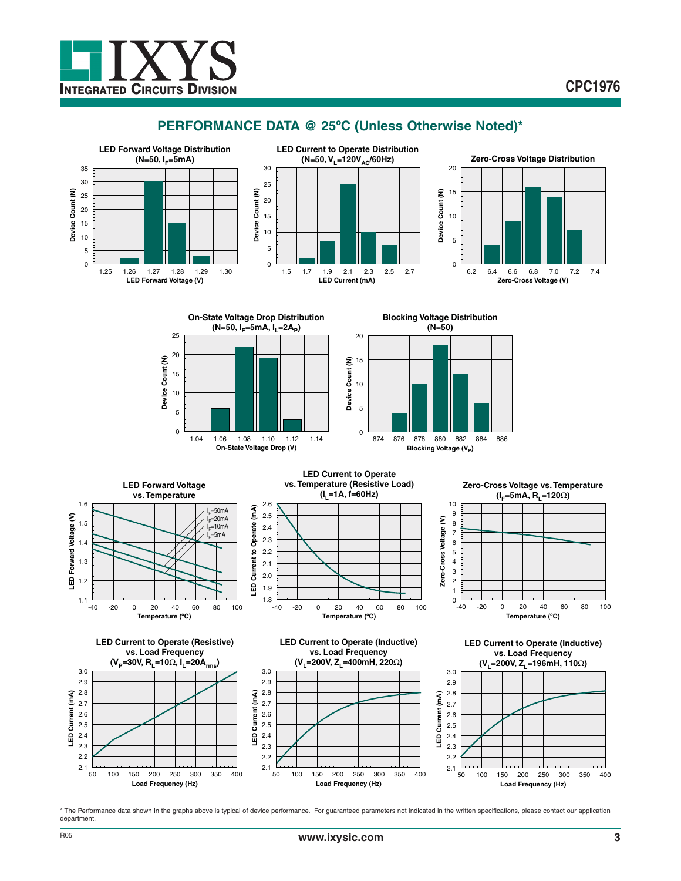## PERFORMANCE DATA @ 25ºC (Unless Otherwise Noted)*

**LED Forward Voltage Distribution (N=50, $I_F$=5mA)**

Device Count (N) vs. LED Forward Voltage (V)

**LED Current to Operate Distribution (N=50, $V_L$=120$V_{AC}$/60Hz)**

Device Count (N) vs. LED Current (mA)

**Zero-Cross Voltage Distribution**

Device Count (N) vs. Zero-Cross Voltage (V)

**On-State Voltage Drop Distribution (N=50, $I_F$=5mA, $I_L$=2$A_P$)**

Device Count (N) vs. On-State Voltage Drop (V)

**Blocking Voltage Distribution (N=50)**

Device Count (N) vs. Blocking Voltage ($V_P$)

**LED Forward Voltage vs. Temperature**

LED Forward Voltage (V) vs. Temperature (ºC); curves for $I_F$=50mA, $I_F$=20mA, $I_F$=10mA, $I_F$=5mA

**LED Current to Operate vs. Temperature (Resistive Load) ($I_L$=1A, f=60Hz)**

LED Current to Operate (mA) vs. Temperature (ºC)

**Zero-Cross Voltage vs. Temperature ($I_F$=5mA, $R_L$=120Ω)**

Zero-Cross Voltage (V) vs. Temperature (ºC)

**LED Current to Operate (Resistive) vs. Load Frequency ($V_P$=30V, $R_L$=10Ω, $I_L$=20$A_{rms}$)**

LED Current (mA) vs. Load Frequency (Hz)

**LED Current to Operate (Inductive) vs. Load Frequency ($V_L$=200V, $Z_L$=400mH, 220Ω)**

LED Current (mA) vs. Load Frequency (Hz)

**LED Current to Operate (Inductive) vs. Load Frequency ($V_L$=200V, $Z_L$=196mH, 110Ω)**

LED Current (mA) vs. Load Frequency (Hz)

* The Performance data shown in the graphs above is typical of device performance. For guaranteed parameters not indicated in the written specifications, please contact our application department.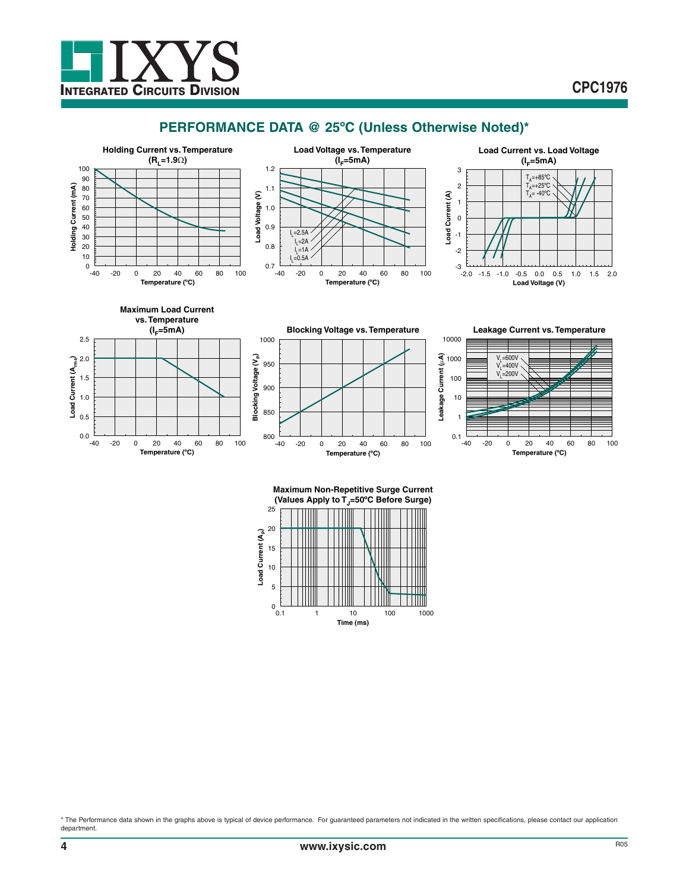## PERFORMANCE DATA @ 25ºC (Unless Otherwise Noted)*

**Holding Current vs. Temperature ($R_L$=1.9Ω)**

**Load Voltage vs. Temperature ($I_F$=5mA)**

**Load Current vs. Load Voltage ($I_F$=5mA)**

**Maximum Load Current vs. Temperature ($I_F$=5mA)**

**Blocking Voltage vs. Temperature**

**Leakage Current vs. Temperature**

**Maximum Non-Repetitive Surge Current (Values Apply to $T_J$=50ºC Before Surge)**

* The Performance data shown in the graphs above is typical of device performance. For guaranteed parameters not indicated in the written specifications, please contact our application department.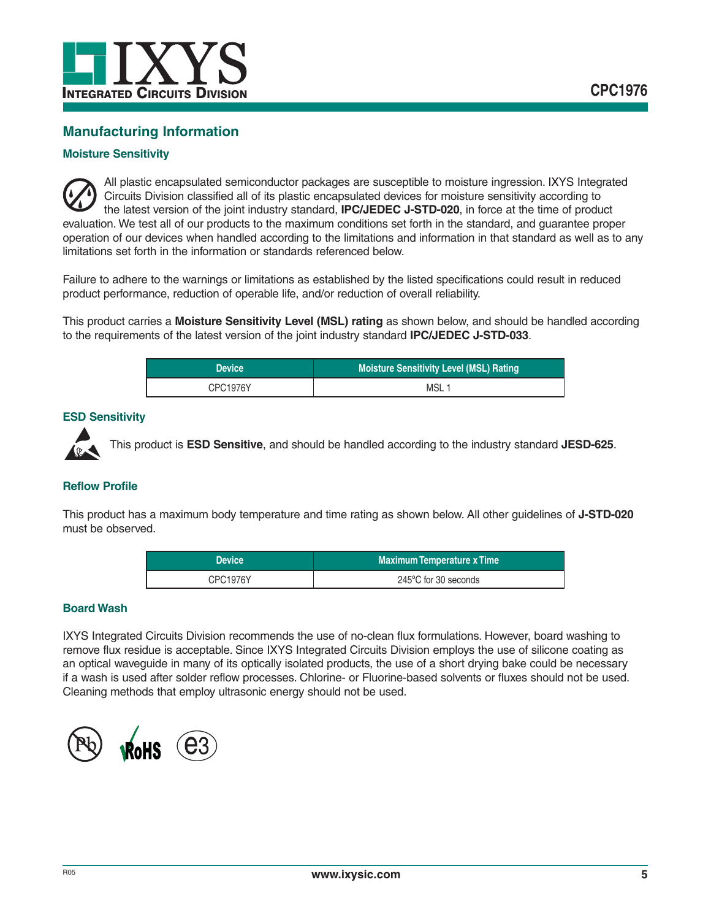## Manufacturing Information

### Moisture Sensitivity

All plastic encapsulated semiconductor packages are susceptible to moisture ingression. IXYS Integrated Circuits Division classified all of its plastic encapsulated devices for moisture sensitivity according to the latest version of the joint industry standard, **IPC/JEDEC J-STD-020**, in force at the time of product evaluation. We test all of our products to the maximum conditions set forth in the standard, and guarantee proper operation of our devices when handled according to the limitations and information in that standard as well as to any limitations set forth in the information or standards referenced below.

Failure to adhere to the warnings or limitations as established by the listed specifications could result in reduced product performance, reduction of operable life, and/or reduction of overall reliability.

This product carries a **Moisture Sensitivity Level (MSL) rating** as shown below, and should be handled according to the requirements of the latest version of the joint industry standard **IPC/JEDEC J-STD-033**.

| Device | Moisture Sensitivity Level (MSL) Rating |
|---|---|
| CPC1976Y | MSL 1 |

### ESD Sensitivity

This product is **ESD Sensitive**, and should be handled according to the industry standard **JESD-625**.

### Reflow Profile

This product has a maximum body temperature and time rating as shown below. All other guidelines of **J-STD-020** must be observed.

| Device | Maximum Temperature x Time |
|---|---|
| CPC1976Y | 245°C for 30 seconds |

### Board Wash

IXYS Integrated Circuits Division recommends the use of no-clean flux formulations. However, board washing to remove flux residue is acceptable. Since IXYS Integrated Circuits Division employs the use of silicone coating as an optical waveguide in many of its optically isolated products, the use of a short drying bake could be necessary if a wash is used after solder reflow processes. Chlorine- or Fluorine-based solvents or fluxes should not be used. Cleaning methods that employ ultrasonic energy should not be used.

Pb RoHS e3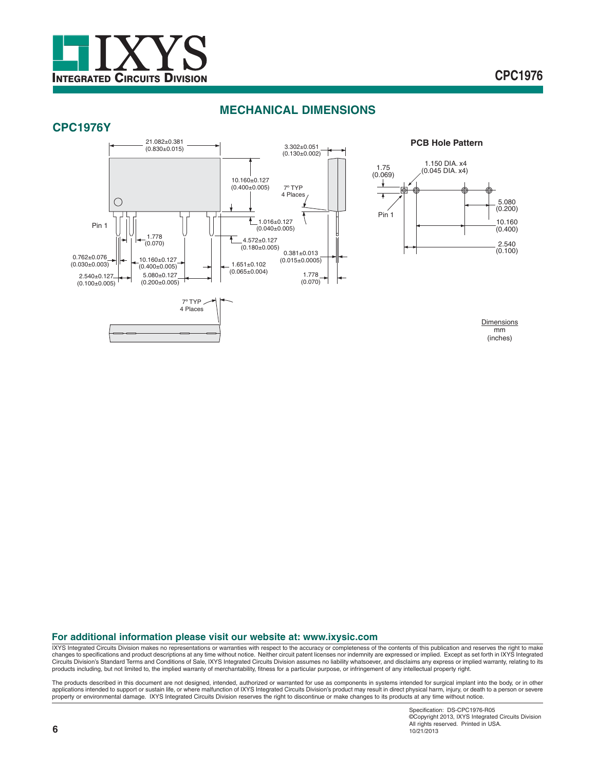## MECHANICAL DIMENSIONS

### CPC1976Y

21.082±0.381
(0.830±0.015)

3.302±0.051
(0.130±0.002)

10.160±0.127
(0.400±0.005)

7° TYP
4 Places

Pin 1

1.016±0.127
(0.040±0.005)

1.778
(0.070)

4.572±0.127
(0.180±0.005)

0.381±0.013
(0.015±0.0005)

0.762±0.076
(0.030±0.003)

10.160±0.127
(0.400±0.005)

1.651±0.102
(0.065±0.004)

2.540±0.127
(0.100±0.005)

5.080±0.127
(0.200±0.005)

1.778
(0.070)

7° TYP
4 Places

**PCB Hole Pattern**

1.75
(0.069)

1.150 DIA. x4
(0.045 DIA. x4)

Pin 1

5.080
(0.200)

10.160
(0.400)

2.540
(0.100)

Dimensions
mm
(inches)

### For additional information please visit our website at: www.ixysic.com

IXYS Integrated Circuits Division makes no representations or warranties with respect to the accuracy or completeness of the contents of this publication and reserves the right to make changes to specifications and product descriptions at any time without notice. Neither circuit patent licenses nor indemnity are expressed or implied. Except as set forth in IXYS Integrated Circuits Division's Standard Terms and Conditions of Sale, IXYS Integrated Circuits Division assumes no liability whatsoever, and disclaims any express or implied warranty, relating to its products including, but not limited to, the implied warranty of merchantability, fitness for a particular purpose, or infringement of any intellectual property right.

The products described in this document are not designed, intended, authorized or warranted for use as components in systems intended for surgical implant into the body, or in other applications intended to support or sustain life, or where malfunction of IXYS Integrated Circuits Division's product may result in direct physical harm, injury, or death to a person or severe property or environmental damage. IXYS Integrated Circuits Division reserves the right to discontinue or make changes to its products at any time without notice.

Specification: DS-CPC1976-R05
©Copyright 2013, IXYS Integrated Circuits Division
All rights reserved. Printed in USA.
10/21/2013